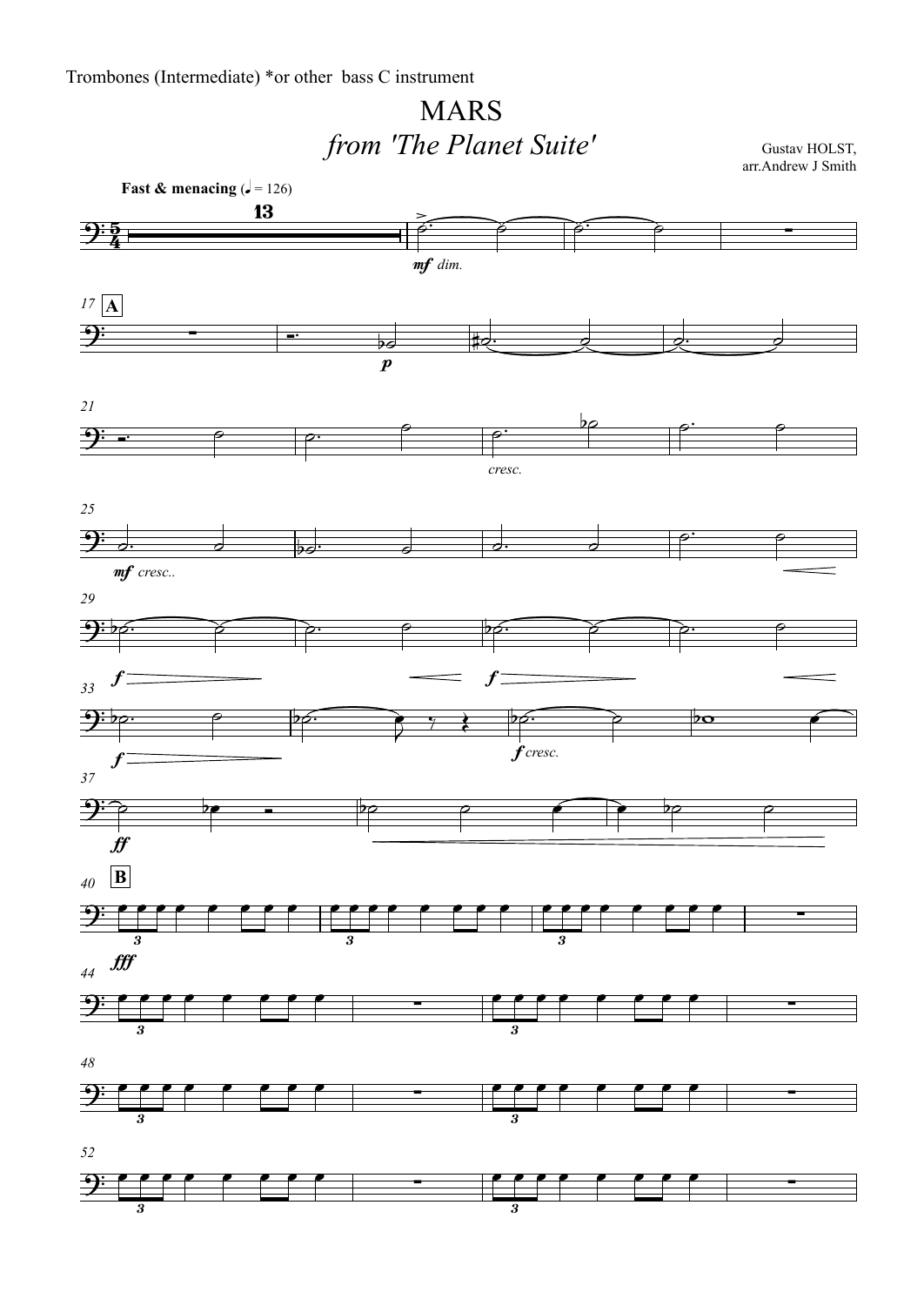Trombones (Intermediate) *or other bass C instrument

# MARS

## *from 'The Planet Suite'*

Gustav HOLST,
arr.Andrew J Smith

**Fast & menacing** (♩ = 126)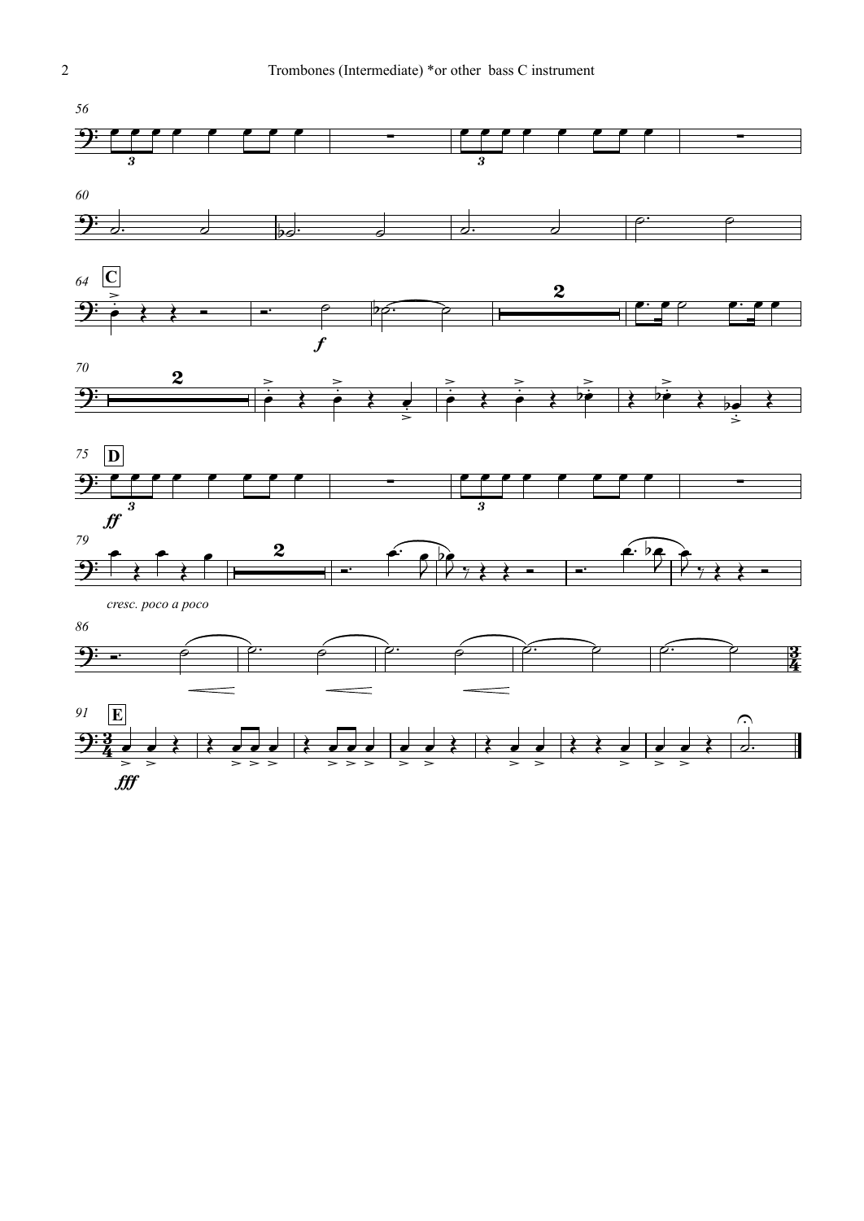56

60

64 C

*f*

70

75 D

*ff*

79

*cresc. poco a poco*

86

91 E

*fff*